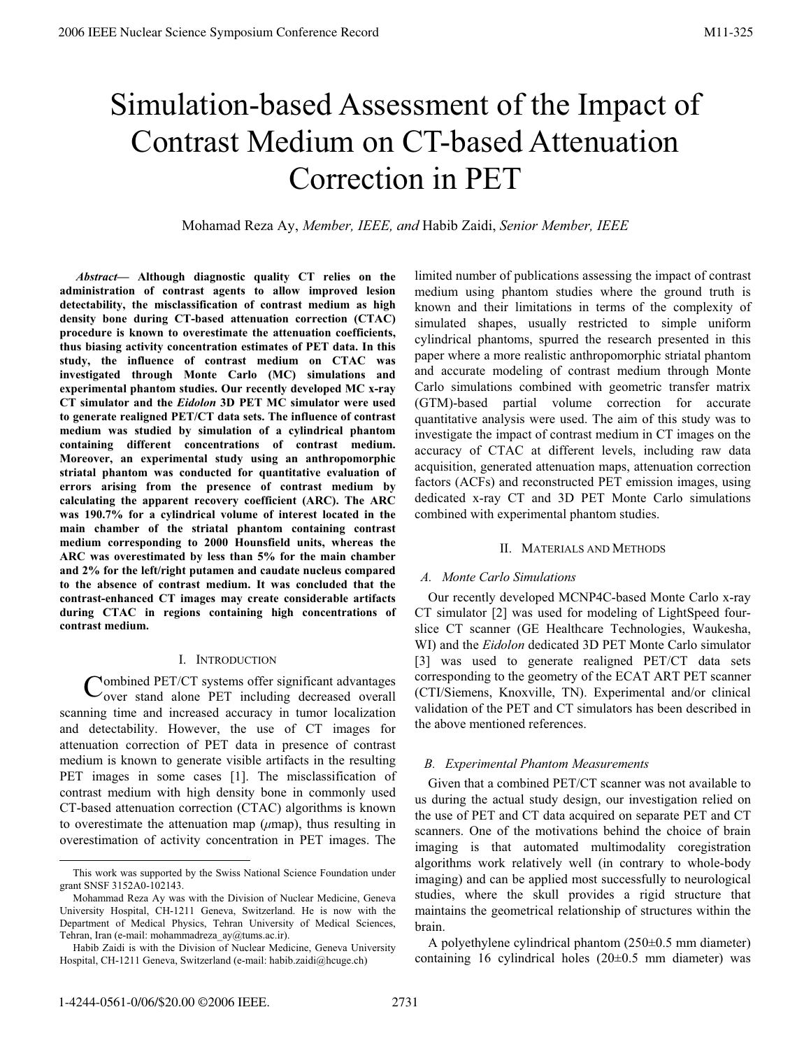# Simulation-based Assessment of the Impact of Contrast Medium on CT-based Attenuation Correction in PET

Mohamad Reza Ay, *Member, IEEE, and* Habib Zaidi, *Senior Member, IEEE*

***Abstract*— Although diagnostic quality CT relies on the administration of contrast agents to allow improved lesion detectability, the misclassification of contrast medium as high density bone during CT-based attenuation correction (CTAC) procedure is known to overestimate the attenuation coefficients, thus biasing activity concentration estimates of PET data. In this study, the influence of contrast medium on CTAC was investigated through Monte Carlo (MC) simulations and experimental phantom studies. Our recently developed MC x-ray CT simulator and the *Eidolon* 3D PET MC simulator were used to generate realigned PET/CT data sets. The influence of contrast medium was studied by simulation of a cylindrical phantom containing different concentrations of contrast medium. Moreover, an experimental study using an anthropomorphic striatal phantom was conducted for quantitative evaluation of errors arising from the presence of contrast medium by calculating the apparent recovery coefficient (ARC). The ARC was 190.7% for a cylindrical volume of interest located in the main chamber of the striatal phantom containing contrast medium corresponding to 2000 Hounsfield units, whereas the ARC was overestimated by less than 5% for the main chamber and 2% for the left/right putamen and caudate nucleus compared to the absence of contrast medium. It was concluded that the contrast-enhanced CT images may create considerable artifacts during CTAC in regions containing high concentrations of contrast medium.**

## I. Introduction

Combined PET/CT systems offer significant advantages over stand alone PET including decreased overall scanning time and increased accuracy in tumor localization and detectability. However, the use of CT images for attenuation correction of PET data in presence of contrast medium is known to generate visible artifacts in the resulting PET images in some cases [1]. The misclassification of contrast medium with high density bone in commonly used CT-based attenuation correction (CTAC) algorithms is known to overestimate the attenuation map ($\mu$map), thus resulting in overestimation of activity concentration in PET images. The limited number of publications assessing the impact of contrast medium using phantom studies where the ground truth is known and their limitations in terms of the complexity of simulated shapes, usually restricted to simple uniform cylindrical phantoms, spurred the research presented in this paper where a more realistic anthropomorphic striatal phantom and accurate modeling of contrast medium through Monte Carlo simulations combined with geometric transfer matrix (GTM)-based partial volume correction for accurate quantitative analysis were used. The aim of this study was to investigate the impact of contrast medium in CT images on the accuracy of CTAC at different levels, including raw data acquisition, generated attenuation maps, attenuation correction factors (ACFs) and reconstructed PET emission images, using dedicated x-ray CT and 3D PET Monte Carlo simulations combined with experimental phantom studies.

This work was supported by the Swiss National Science Foundation under grant SNSF 3152A0-102143.

Mohammad Reza Ay was with the Division of Nuclear Medicine, Geneva University Hospital, CH-1211 Geneva, Switzerland. He is now with the Department of Medical Physics, Tehran University of Medical Sciences, Tehran, Iran (e-mail: mohammadreza_ay@tums.ac.ir).

Habib Zaidi is with the Division of Nuclear Medicine, Geneva University Hospital, CH-1211 Geneva, Switzerland (e-mail: habib.zaidi@hcuge.ch)

## II. Materials and Methods

### *A. Monte Carlo Simulations*

Our recently developed MCNP4C-based Monte Carlo x-ray CT simulator [2] was used for modeling of LightSpeed four-slice CT scanner (GE Healthcare Technologies, Waukesha, WI) and the *Eidolon* dedicated 3D PET Monte Carlo simulator [3] was used to generate realigned PET/CT data sets corresponding to the geometry of the ECAT ART PET scanner (CTI/Siemens, Knoxville, TN). Experimental and/or clinical validation of the PET and CT simulators has been described in the above mentioned references.

### *B. Experimental Phantom Measurements*

Given that a combined PET/CT scanner was not available to us during the actual study design, our investigation relied on the use of PET and CT data acquired on separate PET and CT scanners. One of the motivations behind the choice of brain imaging is that automated multimodality coregistration algorithms work relatively well (in contrary to whole-body imaging) and can be applied most successfully to neurological studies, where the skull provides a rigid structure that maintains the geometrical relationship of structures within the brain.

A polyethylene cylindrical phantom (250±0.5 mm diameter) containing 16 cylindrical holes (20±0.5 mm diameter) was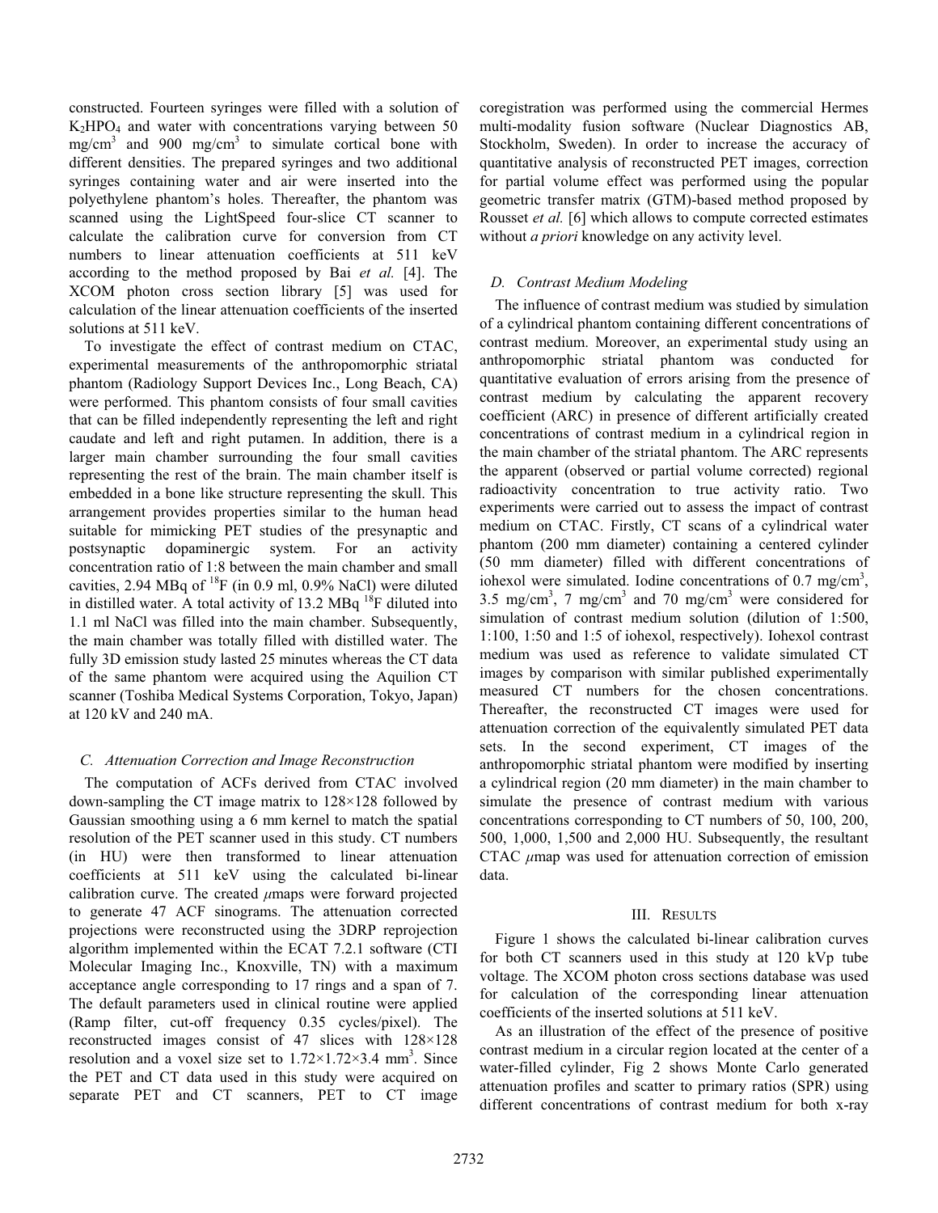constructed. Fourteen syringes were filled with a solution of $K_2HPO_4$ and water with concentrations varying between 50 mg/cm$^3$ and 900 mg/cm$^3$ to simulate cortical bone with different densities. The prepared syringes and two additional syringes containing water and air were inserted into the polyethylene phantom's holes. Thereafter, the phantom was scanned using the LightSpeed four-slice CT scanner to calculate the calibration curve for conversion from CT numbers to linear attenuation coefficients at 511 keV according to the method proposed by Bai *et al.* [4]. The XCOM photon cross section library [5] was used for calculation of the linear attenuation coefficients of the inserted solutions at 511 keV.

To investigate the effect of contrast medium on CTAC, experimental measurements of the anthropomorphic striatal phantom (Radiology Support Devices Inc., Long Beach, CA) were performed. This phantom consists of four small cavities that can be filled independently representing the left and right caudate and left and right putamen. In addition, there is a larger main chamber surrounding the four small cavities representing the rest of the brain. The main chamber itself is embedded in a bone like structure representing the skull. This arrangement provides properties similar to the human head suitable for mimicking PET studies of the presynaptic and postsynaptic dopaminergic system. For an activity concentration ratio of 1:8 between the main chamber and small cavities, 2.94 MBq of $^{18}$F (in 0.9 ml, 0.9% NaCl) were diluted in distilled water. A total activity of 13.2 MBq $^{18}$F diluted into 1.1 ml NaCl was filled into the main chamber. Subsequently, the main chamber was totally filled with distilled water. The fully 3D emission study lasted 25 minutes whereas the CT data of the same phantom were acquired using the Aquilion CT scanner (Toshiba Medical Systems Corporation, Tokyo, Japan) at 120 kV and 240 mA.

### C. Attenuation Correction and Image Reconstruction

The computation of ACFs derived from CTAC involved down-sampling the CT image matrix to 128×128 followed by Gaussian smoothing using a 6 mm kernel to match the spatial resolution of the PET scanner used in this study. CT numbers (in HU) were then transformed to linear attenuation coefficients at 511 keV using the calculated bi-linear calibration curve. The created $\mu$maps were forward projected to generate 47 ACF sinograms. The attenuation corrected projections were reconstructed using the 3DRP reprojection algorithm implemented within the ECAT 7.2.1 software (CTI Molecular Imaging Inc., Knoxville, TN) with a maximum acceptance angle corresponding to 17 rings and a span of 7. The default parameters used in clinical routine were applied (Ramp filter, cut-off frequency 0.35 cycles/pixel). The reconstructed images consist of 47 slices with 128×128 resolution and a voxel size set to 1.72×1.72×3.4 mm$^3$. Since the PET and CT data used in this study were acquired on separate PET and CT scanners, PET to CT image coregistration was performed using the commercial Hermes multi-modality fusion software (Nuclear Diagnostics AB, Stockholm, Sweden). In order to increase the accuracy of quantitative analysis of reconstructed PET images, correction for partial volume effect was performed using the popular geometric transfer matrix (GTM)-based method proposed by Rousset *et al.* [6] which allows to compute corrected estimates without *a priori* knowledge on any activity level.

### D. Contrast Medium Modeling

The influence of contrast medium was studied by simulation of a cylindrical phantom containing different concentrations of contrast medium. Moreover, an experimental study using an anthropomorphic striatal phantom was conducted for quantitative evaluation of errors arising from the presence of contrast medium by calculating the apparent recovery coefficient (ARC) in presence of different artificially created concentrations of contrast medium in a cylindrical region in the main chamber of the striatal phantom. The ARC represents the apparent (observed or partial volume corrected) regional radioactivity concentration to true activity ratio. Two experiments were carried out to assess the impact of contrast medium on CTAC. Firstly, CT scans of a cylindrical water phantom (200 mm diameter) containing a centered cylinder (50 mm diameter) filled with different concentrations of iohexol were simulated. Iodine concentrations of 0.7 mg/cm$^3$, 3.5 mg/cm$^3$, 7 mg/cm$^3$ and 70 mg/cm$^3$ were considered for simulation of contrast medium solution (dilution of 1:500, 1:100, 1:50 and 1:5 of iohexol, respectively). Iohexol contrast medium was used as reference to validate simulated CT images by comparison with similar published experimentally measured CT numbers for the chosen concentrations. Thereafter, the reconstructed CT images were used for attenuation correction of the equivalently simulated PET data sets. In the second experiment, CT images of the anthropomorphic striatal phantom were modified by inserting a cylindrical region (20 mm diameter) in the main chamber to simulate the presence of contrast medium with various concentrations corresponding to CT numbers of 50, 100, 200, 500, 1,000, 1,500 and 2,000 HU. Subsequently, the resultant CTAC $\mu$map was used for attenuation correction of emission data.

## III. Results

Figure 1 shows the calculated bi-linear calibration curves for both CT scanners used in this study at 120 kVp tube voltage. The XCOM photon cross sections database was used for calculation of the corresponding linear attenuation coefficients of the inserted solutions at 511 keV.

As an illustration of the effect of the presence of positive contrast medium in a circular region located at the center of a water-filled cylinder, Fig 2 shows Monte Carlo generated attenuation profiles and scatter to primary ratios (SPR) using different concentrations of contrast medium for both x-ray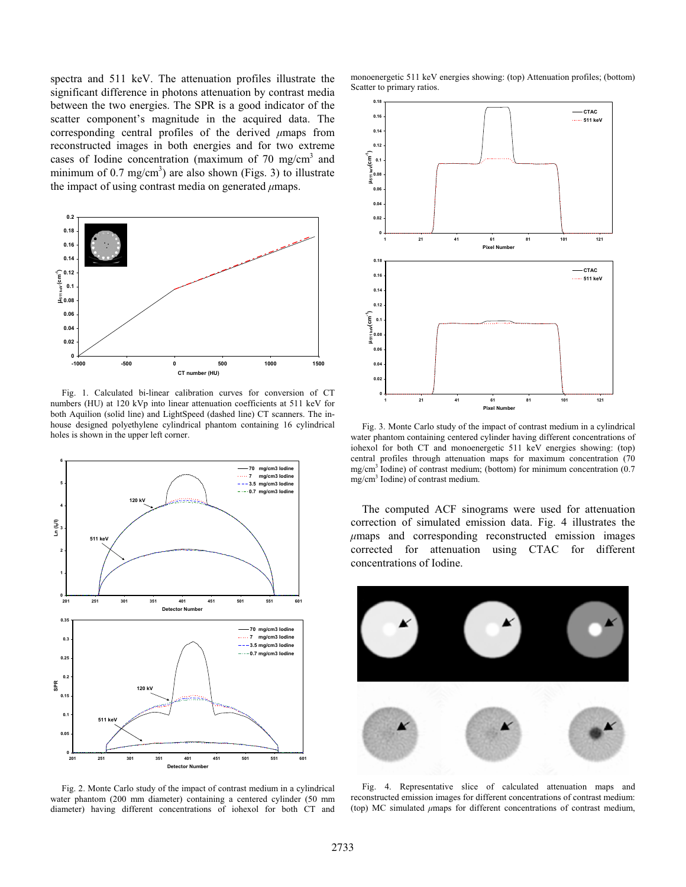spectra and 511 keV. The attenuation profiles illustrate the significant difference in photons attenuation by contrast media between the two energies. The SPR is a good indicator of the scatter component's magnitude in the acquired data. The corresponding central profiles of the derived $\mu$maps from reconstructed images in both energies and for two extreme cases of Iodine concentration (maximum of 70 mg/cm$^3$ and minimum of 0.7 mg/cm$^3$) are also shown (Figs. 3) to illustrate the impact of using contrast media on generated $\mu$maps.

Fig. 1. Calculated bi-linear calibration curves for conversion of CT numbers (HU) at 120 kVp into linear attenuation coefficients at 511 keV for both Aquilion (solid line) and LightSpeed (dashed line) CT scanners. The in-house designed polyethylene cylindrical phantom containing 16 cylindrical holes is shown in the upper left corner.

Fig. 2. Monte Carlo study of the impact of contrast medium in a cylindrical water phantom (200 mm diameter) containing a centered cylinder (50 mm diameter) having different concentrations of iohexol for both CT and monoenergetic 511 keV energies showing: (top) Attenuation profiles; (bottom) Scatter to primary ratios.

Fig. 3. Monte Carlo study of the impact of contrast medium in a cylindrical water phantom containing centered cylinder having different concentrations of iohexol for both CT and monoenergetic 511 keV energies showing: (top) central profiles through attenuation maps for maximum concentration (70 mg/cm$^3$ Iodine) of contrast medium; (bottom) for minimum concentration (0.7 mg/cm$^3$ Iodine) of contrast medium.

The computed ACF sinograms were used for attenuation correction of simulated emission data. Fig. 4 illustrates the $\mu$maps and corresponding reconstructed emission images corrected for attenuation using CTAC for different concentrations of Iodine.

Fig. 4. Representative slice of calculated attenuation maps and reconstructed emission images for different concentrations of contrast medium: (top) MC simulated $\mu$maps for different concentrations of contrast medium,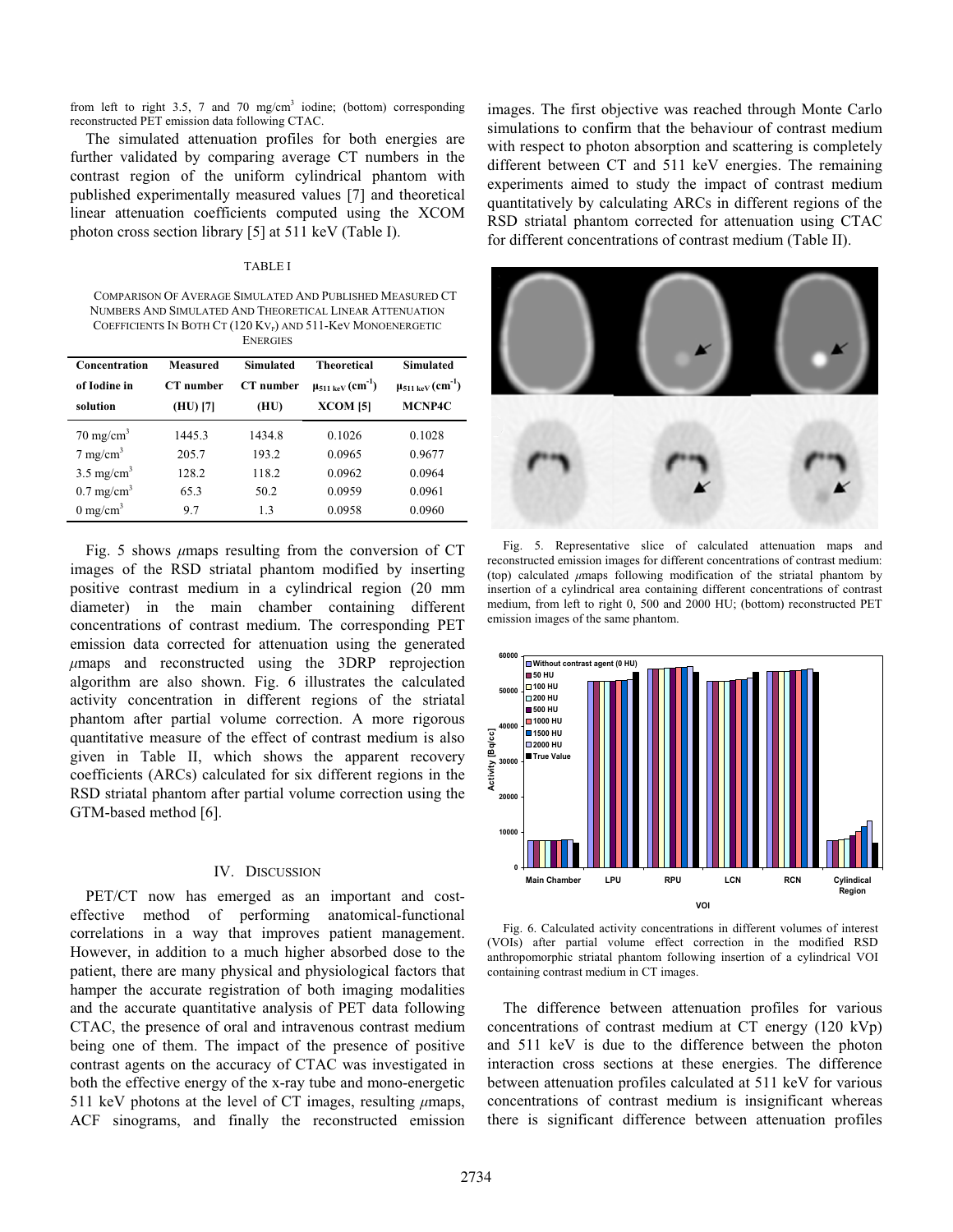from left to right 3.5, 7 and 70 mg/cm$^3$ iodine; (bottom) corresponding reconstructed PET emission data following CTAC.

The simulated attenuation profiles for both energies are further validated by comparing average CT numbers in the contrast region of the uniform cylindrical phantom with published experimentally measured values [7] and theoretical linear attenuation coefficients computed using the XCOM photon cross section library [5] at 511 keV (Table I).

TABLE I

COMPARISON OF AVERAGE SIMULATED AND PUBLISHED MEASURED CT NUMBERS AND SIMULATED AND THEORETICAL LINEAR ATTENUATION COEFFICIENTS IN BOTH CT (120 $KV_P$) AND 511-KEV MONOENERGETIC ENERGIES

| Concentration of Iodine in solution | Measured CT number (HU) [7] | Simulated CT number (HU) | Theoretical $\mu_{511\ keV}$ (cm$^{-1}$) XCOM [5] | Simulated $\mu_{511\ keV}$ (cm$^{-1}$) MCNP4C |
|---|---|---|---|---|
| 70 mg/cm$^3$ | 1445.3 | 1434.8 | 0.1026 | 0.1028 |
| 7 mg/cm$^3$ | 205.7 | 193.2 | 0.0965 | 0.9677 |
| 3.5 mg/cm$^3$ | 128.2 | 118.2 | 0.0962 | 0.0964 |
| 0.7 mg/cm$^3$ | 65.3 | 50.2 | 0.0959 | 0.0961 |
| 0 mg/cm$^3$ | 9.7 | 1.3 | 0.0958 | 0.0960 |

Fig. 5 shows *μ*maps resulting from the conversion of CT images of the RSD striatal phantom modified by inserting positive contrast medium in a cylindrical region (20 mm diameter) in the main chamber containing different concentrations of contrast medium. The corresponding PET emission data corrected for attenuation using the generated *μ*maps and reconstructed using the 3DRP reprojection algorithm are also shown. Fig. 6 illustrates the calculated activity concentration in different regions of the striatal phantom after partial volume correction. A more rigorous quantitative measure of the effect of contrast medium is also given in Table II, which shows the apparent recovery coefficients (ARCs) calculated for six different regions in the RSD striatal phantom after partial volume correction using the GTM-based method [6].

## IV. DISCUSSION

PET/CT now has emerged as an important and cost-effective method of performing anatomical-functional correlations in a way that improves patient management. However, in addition to a much higher absorbed dose to the patient, there are many physical and physiological factors that hamper the accurate registration of both imaging modalities and the accurate quantitative analysis of PET data following CTAC, the presence of oral and intravenous contrast medium being one of them. The impact of the presence of positive contrast agents on the accuracy of CTAC was investigated in both the effective energy of the x-ray tube and mono-energetic 511 keV photons at the level of CT images, resulting *μ*maps, ACF sinograms, and finally the reconstructed emission images. The first objective was reached through Monte Carlo simulations to confirm that the behaviour of contrast medium with respect to photon absorption and scattering is completely different between CT and 511 keV energies. The remaining experiments aimed to study the impact of contrast medium quantitatively by calculating ARCs in different regions of the RSD striatal phantom corrected for attenuation using CTAC for different concentrations of contrast medium (Table II).

Fig. 5. Representative slice of calculated attenuation maps and reconstructed emission images for different concentrations of contrast medium: (top) calculated *μ*maps following modification of the striatal phantom by insertion of a cylindrical area containing different concentrations of contrast medium, from left to right 0, 500 and 2000 HU; (bottom) reconstructed PET emission images of the same phantom.

Fig. 6. Calculated activity concentrations in different volumes of interest (VOIs) after partial volume effect correction in the modified RSD anthropomorphic striatal phantom following insertion of a cylindrical VOI containing contrast medium in CT images.

The difference between attenuation profiles for various concentrations of contrast medium at CT energy (120 kVp) and 511 keV is due to the difference between the photon interaction cross sections at these energies. The difference between attenuation profiles calculated at 511 keV for various concentrations of contrast medium is insignificant whereas there is significant difference between attenuation profiles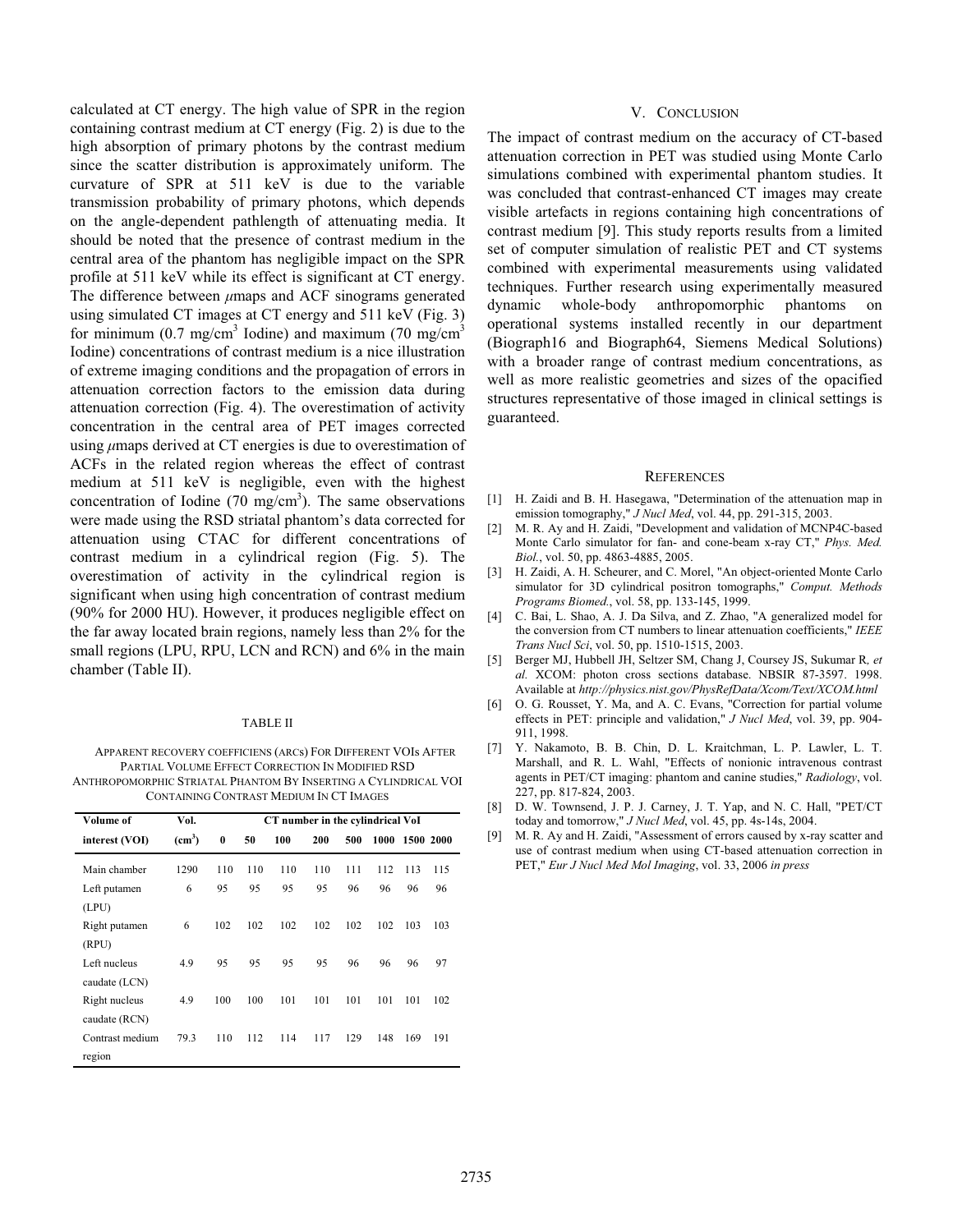calculated at CT energy. The high value of SPR in the region containing contrast medium at CT energy (Fig. 2) is due to the high absorption of primary photons by the contrast medium since the scatter distribution is approximately uniform. The curvature of SPR at 511 keV is due to the variable transmission probability of primary photons, which depends on the angle-dependent pathlength of attenuating media. It should be noted that the presence of contrast medium in the central area of the phantom has negligible impact on the SPR profile at 511 keV while its effect is significant at CT energy. The difference between $\mu$maps and ACF sinograms generated using simulated CT images at CT energy and 511 keV (Fig. 3) for minimum (0.7 mg/cm$^3$ Iodine) and maximum (70 mg/cm$^3$ Iodine) concentrations of contrast medium is a nice illustration of extreme imaging conditions and the propagation of errors in attenuation correction factors to the emission data during attenuation correction (Fig. 4). The overestimation of activity concentration in the central area of PET images corrected using $\mu$maps derived at CT energies is due to overestimation of ACFs in the related region whereas the effect of contrast medium at 511 keV is negligible, even with the highest concentration of Iodine (70 mg/cm$^3$). The same observations were made using the RSD striatal phantom's data corrected for attenuation using CTAC for different concentrations of contrast medium in a cylindrical region (Fig. 5). The overestimation of activity in the cylindrical region is significant when using high concentration of contrast medium (90% for 2000 HU). However, it produces negligible effect on the far away located brain regions, namely less than 2% for the small regions (LPU, RPU, LCN and RCN) and 6% in the main chamber (Table II).

TABLE II

APPARENT RECOVERY COEFFICIENS (ARCS) FOR DIFFERENT VOIS AFTER PARTIAL VOLUME EFFECT CORRECTION IN MODIFIED RSD ANTHROPOMORPHIC STRIATAL PHANTOM BY INSERTING A CYLINDRICAL VOI CONTAINING CONTRAST MEDIUM IN CT IMAGES

| Volume of interest (VOI) | Vol. (cm$^3$) | CT number in the cylindrical VoI | | | | | | | |
|---|---|---|---|---|---|---|---|---|---|
| | | 0 | 50 | 100 | 200 | 500 | 1000 | 1500 | 2000 |
| Main chamber | 1290 | 110 | 110 | 110 | 110 | 111 | 112 | 113 | 115 |
| Left putamen (LPU) | 6 | 95 | 95 | 95 | 95 | 96 | 96 | 96 | 96 |
| Right putamen (RPU) | 6 | 102 | 102 | 102 | 102 | 102 | 102 | 103 | 103 |
| Left nucleus caudate (LCN) | 4.9 | 95 | 95 | 95 | 95 | 96 | 96 | 96 | 97 |
| Right nucleus caudate (RCN) | 4.9 | 100 | 100 | 101 | 101 | 101 | 101 | 101 | 102 |
| Contrast medium region | 79.3 | 110 | 112 | 114 | 117 | 129 | 148 | 169 | 191 |

## V. CONCLUSION

The impact of contrast medium on the accuracy of CT-based attenuation correction in PET was studied using Monte Carlo simulations combined with experimental phantom studies. It was concluded that contrast-enhanced CT images may create visible artefacts in regions containing high concentrations of contrast medium [9]. This study reports results from a limited set of computer simulation of realistic PET and CT systems combined with experimental measurements using validated techniques. Further research using experimentally measured dynamic whole-body anthropomorphic phantoms on operational systems installed recently in our department (Biograph16 and Biograph64, Siemens Medical Solutions) with a broader range of contrast medium concentrations, as well as more realistic geometries and sizes of the opacified structures representative of those imaged in clinical settings is guaranteed.

## REFERENCES

[1] H. Zaidi and B. H. Hasegawa, "Determination of the attenuation map in emission tomography," *J Nucl Med*, vol. 44, pp. 291-315, 2003.

[2] M. R. Ay and H. Zaidi, "Development and validation of MCNP4C-based Monte Carlo simulator for fan- and cone-beam x-ray CT," *Phys. Med. Biol.*, vol. 50, pp. 4863-4885, 2005.

[3] H. Zaidi, A. H. Scheurer, and C. Morel, "An object-oriented Monte Carlo simulator for 3D cylindrical positron tomographs," *Comput. Methods Programs Biomed.*, vol. 58, pp. 133-145, 1999.

[4] C. Bai, L. Shao, A. J. Da Silva, and Z. Zhao, "A generalized model for the conversion from CT numbers to linear attenuation coefficients," *IEEE Trans Nucl Sci*, vol. 50, pp. 1510-1515, 2003.

[5] Berger MJ, Hubbell JH, Seltzer SM, Chang J, Coursey JS, Sukumar R*, et al.* XCOM: photon cross sections database. NBSIR 87-3597. 1998. Available at *http://physics.nist.gov/PhysRefData/Xcom/Text/XCOM.html*

[6] O. G. Rousset, Y. Ma, and A. C. Evans, "Correction for partial volume effects in PET: principle and validation," *J Nucl Med*, vol. 39, pp. 904-911, 1998.

[7] Y. Nakamoto, B. B. Chin, D. L. Kraitchman, L. P. Lawler, L. T. Marshall, and R. L. Wahl, "Effects of nonionic intravenous contrast agents in PET/CT imaging: phantom and canine studies," *Radiology*, vol. 227, pp. 817-824, 2003.

[8] D. W. Townsend, J. P. J. Carney, J. T. Yap, and N. C. Hall, "PET/CT today and tomorrow," *J Nucl Med*, vol. 45, pp. 4s-14s, 2004.

[9] M. R. Ay and H. Zaidi, "Assessment of errors caused by x-ray scatter and use of contrast medium when using CT-based attenuation correction in PET," *Eur J Nucl Med Mol Imaging*, vol. 33, 2006 *in press*